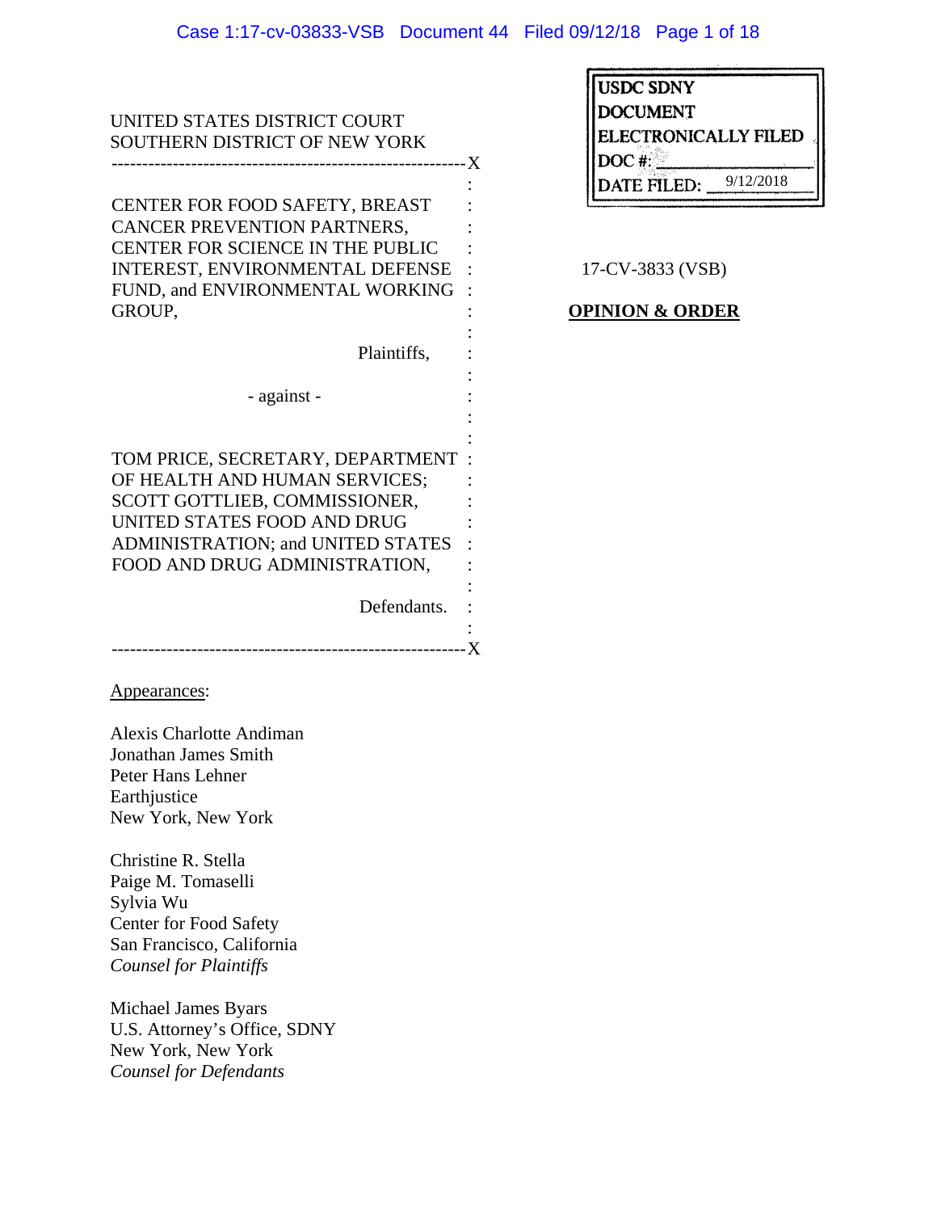UNITED STATES DISTRICT COURT
SOUTHERN DISTRICT OF NEW YORK

| | |
|---|---|
| CENTER FOR FOOD SAFETY, BREAST CANCER PREVENTION PARTNERS, CENTER FOR SCIENCE IN THE PUBLIC INTEREST, ENVIRONMENTAL DEFENSE FUND, and ENVIRONMENTAL WORKING GROUP, | |
| Plaintiffs, | 17-CV-3833 (VSB) |
| - against - | **OPINION & ORDER** |
| TOM PRICE, SECRETARY, DEPARTMENT OF HEALTH AND HUMAN SERVICES; SCOTT GOTTLIEB, COMMISSIONER, UNITED STATES FOOD AND DRUG ADMINISTRATION; and UNITED STATES FOOD AND DRUG ADMINISTRATION, | |
| Defendants. | |

USDC SDNY
DOCUMENT
ELECTRONICALLY FILED
DOC #:
DATE FILED: 9/12/2018

Appearances:

Alexis Charlotte Andiman
Jonathan James Smith
Peter Hans Lehner
Earthjustice
New York, New York

Christine R. Stella
Paige M. Tomaselli
Sylvia Wu
Center for Food Safety
San Francisco, California
*Counsel for Plaintiffs*

Michael James Byars
U.S. Attorney's Office, SDNY
New York, New York
*Counsel for Defendants*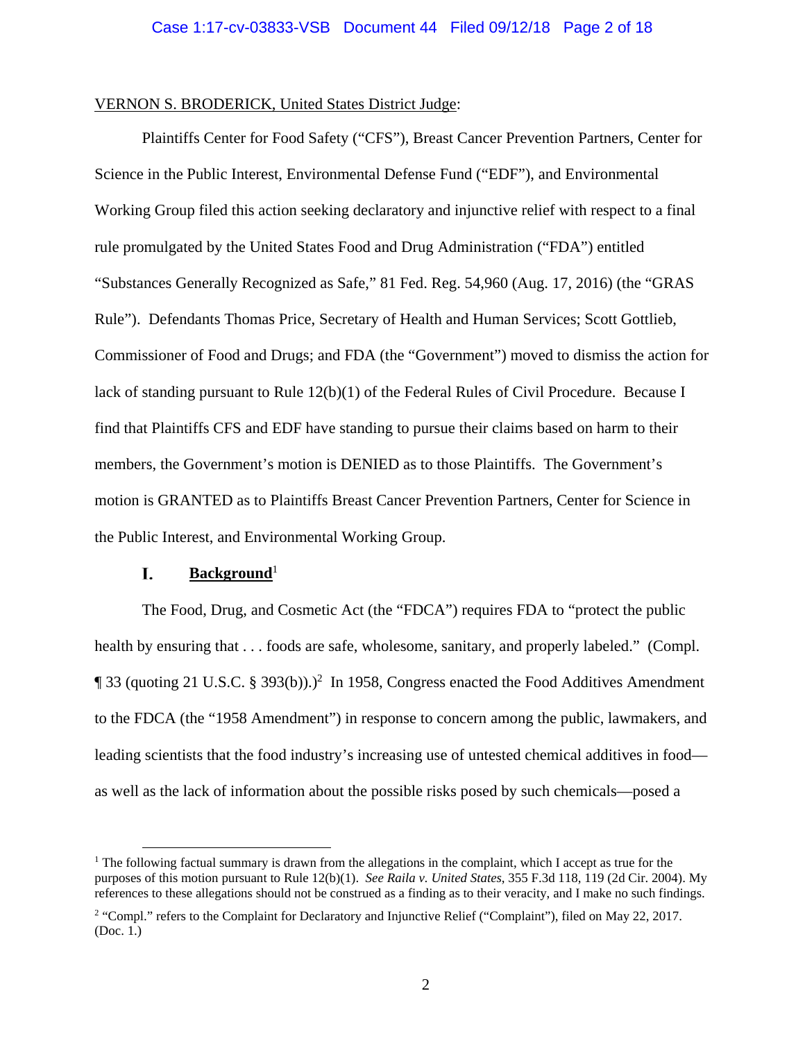VERNON S. BRODERICK, United States District Judge:

Plaintiffs Center for Food Safety ("CFS"), Breast Cancer Prevention Partners, Center for Science in the Public Interest, Environmental Defense Fund ("EDF"), and Environmental Working Group filed this action seeking declaratory and injunctive relief with respect to a final rule promulgated by the United States Food and Drug Administration ("FDA") entitled "Substances Generally Recognized as Safe," 81 Fed. Reg. 54,960 (Aug. 17, 2016) (the "GRAS Rule"). Defendants Thomas Price, Secretary of Health and Human Services; Scott Gottlieb, Commissioner of Food and Drugs; and FDA (the "Government") moved to dismiss the action for lack of standing pursuant to Rule 12(b)(1) of the Federal Rules of Civil Procedure. Because I find that Plaintiffs CFS and EDF have standing to pursue their claims based on harm to their members, the Government's motion is DENIED as to those Plaintiffs. The Government's motion is GRANTED as to Plaintiffs Breast Cancer Prevention Partners, Center for Science in the Public Interest, and Environmental Working Group.

## I. Background[1]

The Food, Drug, and Cosmetic Act (the "FDCA") requires FDA to "protect the public health by ensuring that . . . foods are safe, wholesome, sanitary, and properly labeled." (Compl. ¶ 33 (quoting 21 U.S.C. § 393(b)).)[2] In 1958, Congress enacted the Food Additives Amendment to the FDCA (the "1958 Amendment") in response to concern among the public, lawmakers, and leading scientists that the food industry's increasing use of untested chemical additives in food—as well as the lack of information about the possible risks posed by such chemicals—posed a

---

[1] The following factual summary is drawn from the allegations in the complaint, which I accept as true for the purposes of this motion pursuant to Rule 12(b)(1). *See Raila v. United States*, 355 F.3d 118, 119 (2d Cir. 2004). My references to these allegations should not be construed as a finding as to their veracity, and I make no such findings.

[2] "Compl." refers to the Complaint for Declaratory and Injunctive Relief ("Complaint"), filed on May 22, 2017. (Doc. 1.)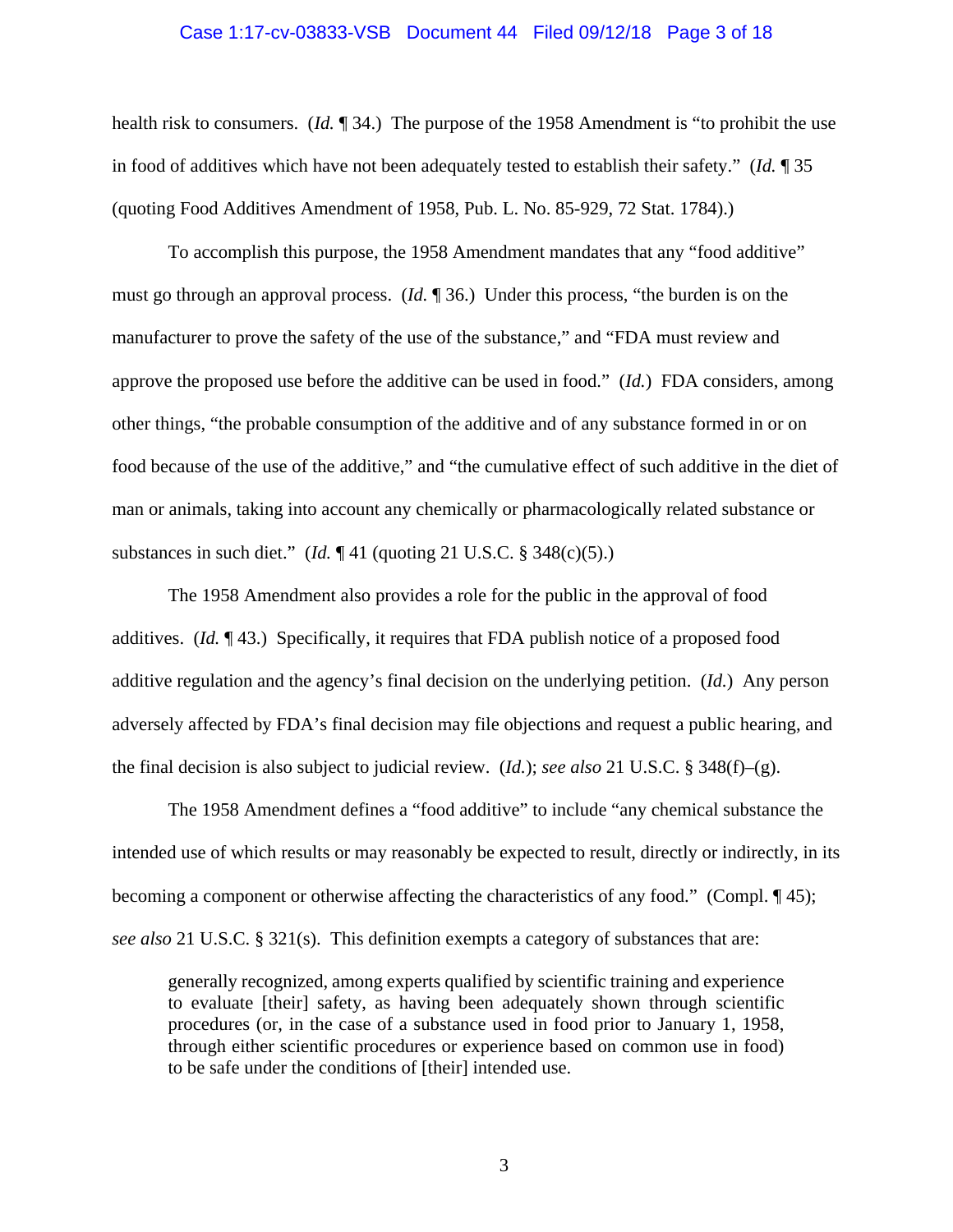health risk to consumers. (*Id.* ¶ 34.) The purpose of the 1958 Amendment is "to prohibit the use in food of additives which have not been adequately tested to establish their safety." (*Id.* ¶ 35 (quoting Food Additives Amendment of 1958, Pub. L. No. 85-929, 72 Stat. 1784).)

To accomplish this purpose, the 1958 Amendment mandates that any "food additive" must go through an approval process. (*Id.* ¶ 36.) Under this process, "the burden is on the manufacturer to prove the safety of the use of the substance," and "FDA must review and approve the proposed use before the additive can be used in food." (*Id.*) FDA considers, among other things, "the probable consumption of the additive and of any substance formed in or on food because of the use of the additive," and "the cumulative effect of such additive in the diet of man or animals, taking into account any chemically or pharmacologically related substance or substances in such diet." (*Id.* ¶ 41 (quoting 21 U.S.C. § 348(c)(5).)

The 1958 Amendment also provides a role for the public in the approval of food additives. (*Id.* ¶ 43.) Specifically, it requires that FDA publish notice of a proposed food additive regulation and the agency's final decision on the underlying petition. (*Id.*) Any person adversely affected by FDA's final decision may file objections and request a public hearing, and the final decision is also subject to judicial review. (*Id.*); *see also* 21 U.S.C. § 348(f)–(g).

The 1958 Amendment defines a "food additive" to include "any chemical substance the intended use of which results or may reasonably be expected to result, directly or indirectly, in its becoming a component or otherwise affecting the characteristics of any food." (Compl. ¶ 45); *see also* 21 U.S.C. § 321(s). This definition exempts a category of substances that are:

> generally recognized, among experts qualified by scientific training and experience to evaluate [their] safety, as having been adequately shown through scientific procedures (or, in the case of a substance used in food prior to January 1, 1958, through either scientific procedures or experience based on common use in food) to be safe under the conditions of [their] intended use.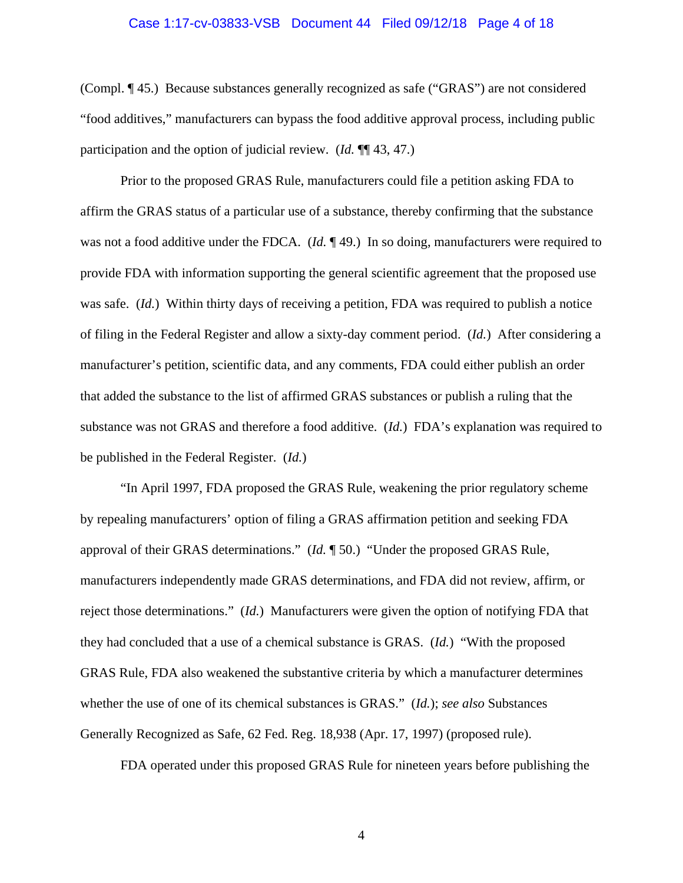(Compl. ¶ 45.) Because substances generally recognized as safe ("GRAS") are not considered "food additives," manufacturers can bypass the food additive approval process, including public participation and the option of judicial review. (*Id.* ¶¶ 43, 47.)

Prior to the proposed GRAS Rule, manufacturers could file a petition asking FDA to affirm the GRAS status of a particular use of a substance, thereby confirming that the substance was not a food additive under the FDCA. (*Id.* ¶ 49.) In so doing, manufacturers were required to provide FDA with information supporting the general scientific agreement that the proposed use was safe. (*Id.*) Within thirty days of receiving a petition, FDA was required to publish a notice of filing in the Federal Register and allow a sixty-day comment period. (*Id.*) After considering a manufacturer's petition, scientific data, and any comments, FDA could either publish an order that added the substance to the list of affirmed GRAS substances or publish a ruling that the substance was not GRAS and therefore a food additive. (*Id.*) FDA's explanation was required to be published in the Federal Register. (*Id.*)

"In April 1997, FDA proposed the GRAS Rule, weakening the prior regulatory scheme by repealing manufacturers' option of filing a GRAS affirmation petition and seeking FDA approval of their GRAS determinations." (*Id.* ¶ 50.) "Under the proposed GRAS Rule, manufacturers independently made GRAS determinations, and FDA did not review, affirm, or reject those determinations." (*Id.*) Manufacturers were given the option of notifying FDA that they had concluded that a use of a chemical substance is GRAS. (*Id.*) "With the proposed GRAS Rule, FDA also weakened the substantive criteria by which a manufacturer determines whether the use of one of its chemical substances is GRAS." (*Id.*); *see also* Substances Generally Recognized as Safe, 62 Fed. Reg. 18,938 (Apr. 17, 1997) (proposed rule).

FDA operated under this proposed GRAS Rule for nineteen years before publishing the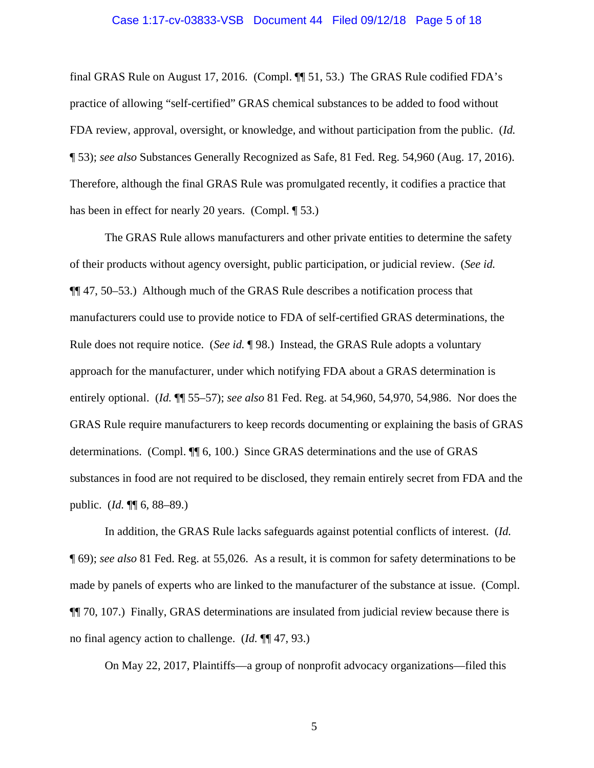final GRAS Rule on August 17, 2016. (Compl. ¶¶ 51, 53.) The GRAS Rule codified FDA's practice of allowing "self-certified" GRAS chemical substances to be added to food without FDA review, approval, oversight, or knowledge, and without participation from the public. (*Id.* ¶ 53); *see also* Substances Generally Recognized as Safe, 81 Fed. Reg. 54,960 (Aug. 17, 2016). Therefore, although the final GRAS Rule was promulgated recently, it codifies a practice that has been in effect for nearly 20 years. (Compl. ¶ 53.)

The GRAS Rule allows manufacturers and other private entities to determine the safety of their products without agency oversight, public participation, or judicial review. (*See id.* ¶¶ 47, 50–53.) Although much of the GRAS Rule describes a notification process that manufacturers could use to provide notice to FDA of self-certified GRAS determinations, the Rule does not require notice. (*See id.* ¶ 98.) Instead, the GRAS Rule adopts a voluntary approach for the manufacturer, under which notifying FDA about a GRAS determination is entirely optional. (*Id.* ¶¶ 55–57); *see also* 81 Fed. Reg. at 54,960, 54,970, 54,986. Nor does the GRAS Rule require manufacturers to keep records documenting or explaining the basis of GRAS determinations. (Compl. ¶¶ 6, 100.) Since GRAS determinations and the use of GRAS substances in food are not required to be disclosed, they remain entirely secret from FDA and the public. (*Id.* ¶¶ 6, 88–89.)

In addition, the GRAS Rule lacks safeguards against potential conflicts of interest. (*Id.* ¶ 69); *see also* 81 Fed. Reg. at 55,026. As a result, it is common for safety determinations to be made by panels of experts who are linked to the manufacturer of the substance at issue. (Compl. ¶¶ 70, 107.) Finally, GRAS determinations are insulated from judicial review because there is no final agency action to challenge. (*Id.* ¶¶ 47, 93.)

On May 22, 2017, Plaintiffs—a group of nonprofit advocacy organizations—filed this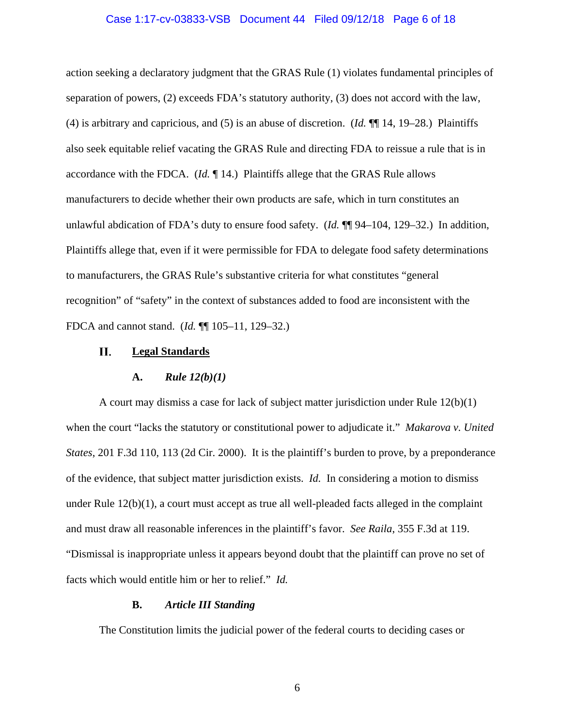action seeking a declaratory judgment that the GRAS Rule (1) violates fundamental principles of separation of powers, (2) exceeds FDA's statutory authority, (3) does not accord with the law, (4) is arbitrary and capricious, and (5) is an abuse of discretion. (*Id.* ¶¶ 14, 19–28.) Plaintiffs also seek equitable relief vacating the GRAS Rule and directing FDA to reissue a rule that is in accordance with the FDCA. (*Id.* ¶ 14.) Plaintiffs allege that the GRAS Rule allows manufacturers to decide whether their own products are safe, which in turn constitutes an unlawful abdication of FDA's duty to ensure food safety. (*Id.* ¶¶ 94–104, 129–32.) In addition, Plaintiffs allege that, even if it were permissible for FDA to delegate food safety determinations to manufacturers, the GRAS Rule's substantive criteria for what constitutes "general recognition" of "safety" in the context of substances added to food are inconsistent with the FDCA and cannot stand. (*Id.* ¶¶ 105–11, 129–32.)

## II. <u>Legal Standards</u>

### A. *Rule 12(b)(1)*

A court may dismiss a case for lack of subject matter jurisdiction under Rule 12(b)(1) when the court "lacks the statutory or constitutional power to adjudicate it." *Makarova v. United States*, 201 F.3d 110, 113 (2d Cir. 2000). It is the plaintiff's burden to prove, by a preponderance of the evidence, that subject matter jurisdiction exists. *Id.* In considering a motion to dismiss under Rule 12(b)(1), a court must accept as true all well-pleaded facts alleged in the complaint and must draw all reasonable inferences in the plaintiff's favor. *See Raila*, 355 F.3d at 119. "Dismissal is inappropriate unless it appears beyond doubt that the plaintiff can prove no set of facts which would entitle him or her to relief." *Id.*

### B. *Article III Standing*

The Constitution limits the judicial power of the federal courts to deciding cases or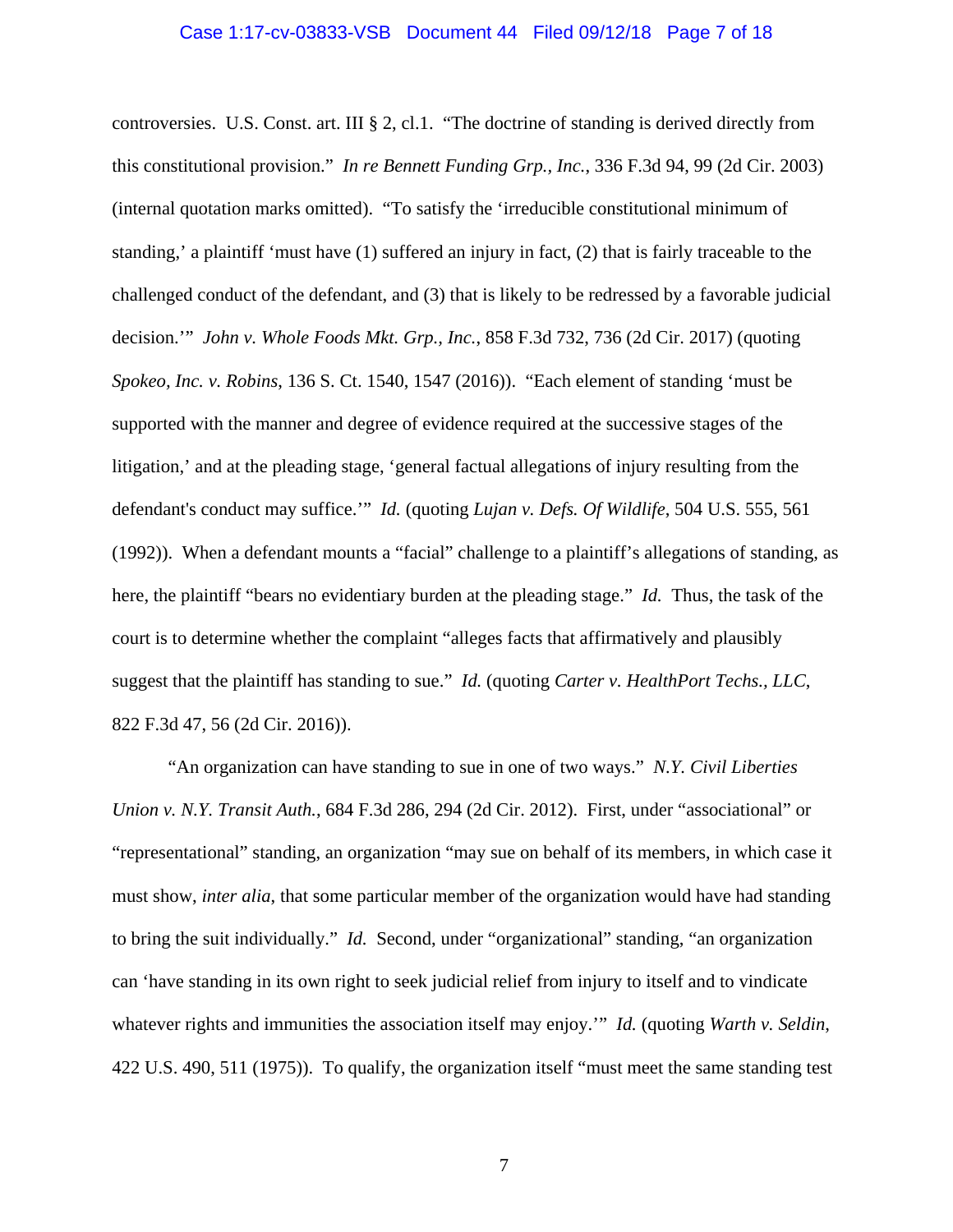controversies. U.S. Const. art. III § 2, cl.1. "The doctrine of standing is derived directly from this constitutional provision." *In re Bennett Funding Grp., Inc.*, 336 F.3d 94, 99 (2d Cir. 2003) (internal quotation marks omitted). "To satisfy the 'irreducible constitutional minimum of standing,' a plaintiff 'must have (1) suffered an injury in fact, (2) that is fairly traceable to the challenged conduct of the defendant, and (3) that is likely to be redressed by a favorable judicial decision.'" *John v. Whole Foods Mkt. Grp., Inc.*, 858 F.3d 732, 736 (2d Cir. 2017) (quoting *Spokeo, Inc. v. Robins*, 136 S. Ct. 1540, 1547 (2016)). "Each element of standing 'must be supported with the manner and degree of evidence required at the successive stages of the litigation,' and at the pleading stage, 'general factual allegations of injury resulting from the defendant's conduct may suffice.'" *Id.* (quoting *Lujan v. Defs. Of Wildlife*, 504 U.S. 555, 561 (1992)). When a defendant mounts a "facial" challenge to a plaintiff's allegations of standing, as here, the plaintiff "bears no evidentiary burden at the pleading stage." *Id.* Thus, the task of the court is to determine whether the complaint "alleges facts that affirmatively and plausibly suggest that the plaintiff has standing to sue." *Id.* (quoting *Carter v. HealthPort Techs., LLC*, 822 F.3d 47, 56 (2d Cir. 2016)).

"An organization can have standing to sue in one of two ways." *N.Y. Civil Liberties Union v. N.Y. Transit Auth.*, 684 F.3d 286, 294 (2d Cir. 2012). First, under "associational" or "representational" standing, an organization "may sue on behalf of its members, in which case it must show, *inter alia*, that some particular member of the organization would have had standing to bring the suit individually." *Id.* Second, under "organizational" standing, "an organization can 'have standing in its own right to seek judicial relief from injury to itself and to vindicate whatever rights and immunities the association itself may enjoy.'" *Id.* (quoting *Warth v. Seldin*, 422 U.S. 490, 511 (1975)). To qualify, the organization itself "must meet the same standing test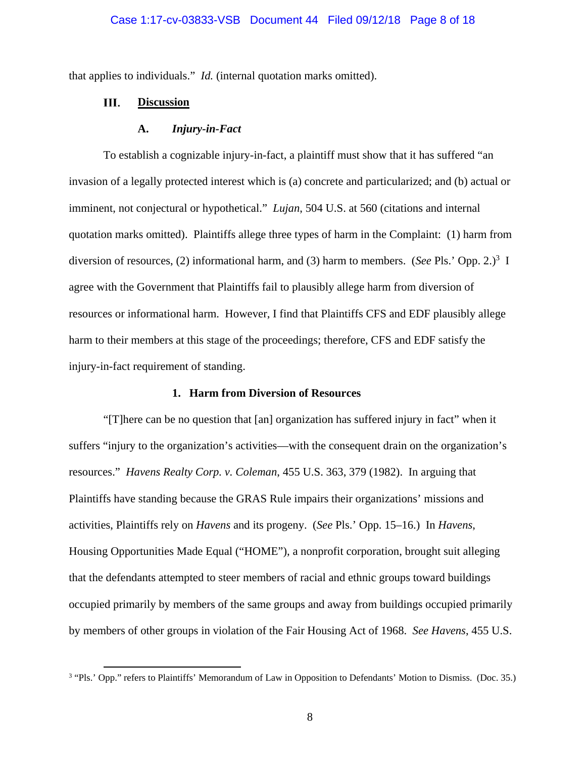that applies to individuals." *Id.* (internal quotation marks omitted).

## III. Discussion

### A. *Injury-in-Fact*

To establish a cognizable injury-in-fact, a plaintiff must show that it has suffered "an invasion of a legally protected interest which is (a) concrete and particularized; and (b) actual or imminent, not conjectural or hypothetical." *Lujan*, 504 U.S. at 560 (citations and internal quotation marks omitted). Plaintiffs allege three types of harm in the Complaint: (1) harm from diversion of resources, (2) informational harm, and (3) harm to members. (*See* Pls.' Opp. 2.)[3] I agree with the Government that Plaintiffs fail to plausibly allege harm from diversion of resources or informational harm. However, I find that Plaintiffs CFS and EDF plausibly allege harm to their members at this stage of the proceedings; therefore, CFS and EDF satisfy the injury-in-fact requirement of standing.

#### 1. Harm from Diversion of Resources

"[T]here can be no question that [an] organization has suffered injury in fact" when it suffers "injury to the organization's activities—with the consequent drain on the organization's resources." *Havens Realty Corp. v. Coleman*, 455 U.S. 363, 379 (1982). In arguing that Plaintiffs have standing because the GRAS Rule impairs their organizations' missions and activities, Plaintiffs rely on *Havens* and its progeny. (*See* Pls.' Opp. 15–16.) In *Havens*, Housing Opportunities Made Equal ("HOME"), a nonprofit corporation, brought suit alleging that the defendants attempted to steer members of racial and ethnic groups toward buildings occupied primarily by members of the same groups and away from buildings occupied primarily by members of other groups in violation of the Fair Housing Act of 1968. *See Havens*, 455 U.S.

[3] "Pls.' Opp." refers to Plaintiffs' Memorandum of Law in Opposition to Defendants' Motion to Dismiss. (Doc. 35.)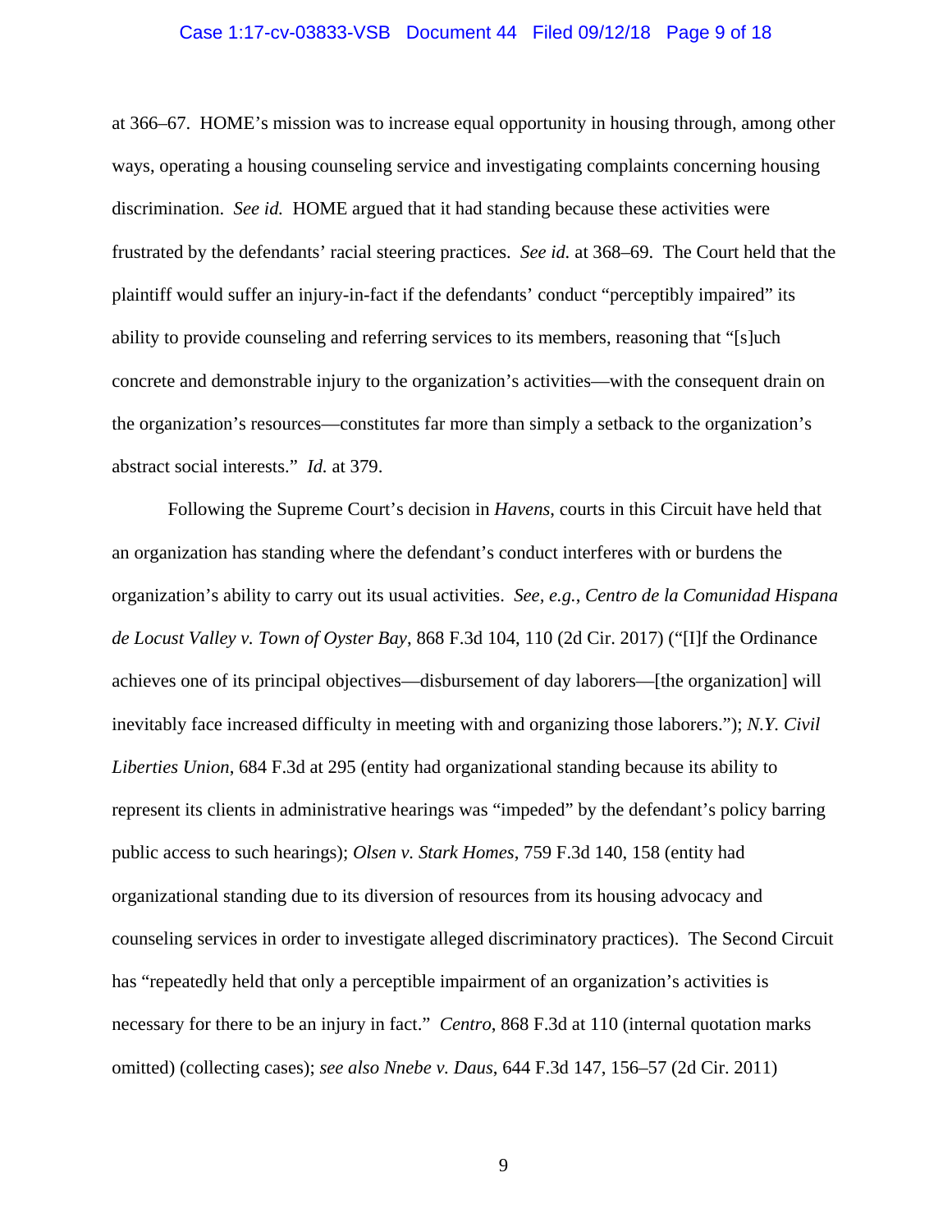at 366–67. HOME's mission was to increase equal opportunity in housing through, among other ways, operating a housing counseling service and investigating complaints concerning housing discrimination. *See id.* HOME argued that it had standing because these activities were frustrated by the defendants' racial steering practices. *See id.* at 368–69. The Court held that the plaintiff would suffer an injury-in-fact if the defendants' conduct "perceptibly impaired" its ability to provide counseling and referring services to its members, reasoning that "[s]uch concrete and demonstrable injury to the organization's activities—with the consequent drain on the organization's resources—constitutes far more than simply a setback to the organization's abstract social interests." *Id.* at 379.

Following the Supreme Court's decision in *Havens*, courts in this Circuit have held that an organization has standing where the defendant's conduct interferes with or burdens the organization's ability to carry out its usual activities. *See, e.g.*, *Centro de la Comunidad Hispana de Locust Valley v. Town of Oyster Bay*, 868 F.3d 104, 110 (2d Cir. 2017) ("[I]f the Ordinance achieves one of its principal objectives—disbursement of day laborers—[the organization] will inevitably face increased difficulty in meeting with and organizing those laborers."); *N.Y. Civil Liberties Union*, 684 F.3d at 295 (entity had organizational standing because its ability to represent its clients in administrative hearings was "impeded" by the defendant's policy barring public access to such hearings); *Olsen v. Stark Homes*, 759 F.3d 140, 158 (entity had organizational standing due to its diversion of resources from its housing advocacy and counseling services in order to investigate alleged discriminatory practices). The Second Circuit has "repeatedly held that only a perceptible impairment of an organization's activities is necessary for there to be an injury in fact." *Centro*, 868 F.3d at 110 (internal quotation marks omitted) (collecting cases); *see also Nnebe v. Daus*, 644 F.3d 147, 156–57 (2d Cir. 2011)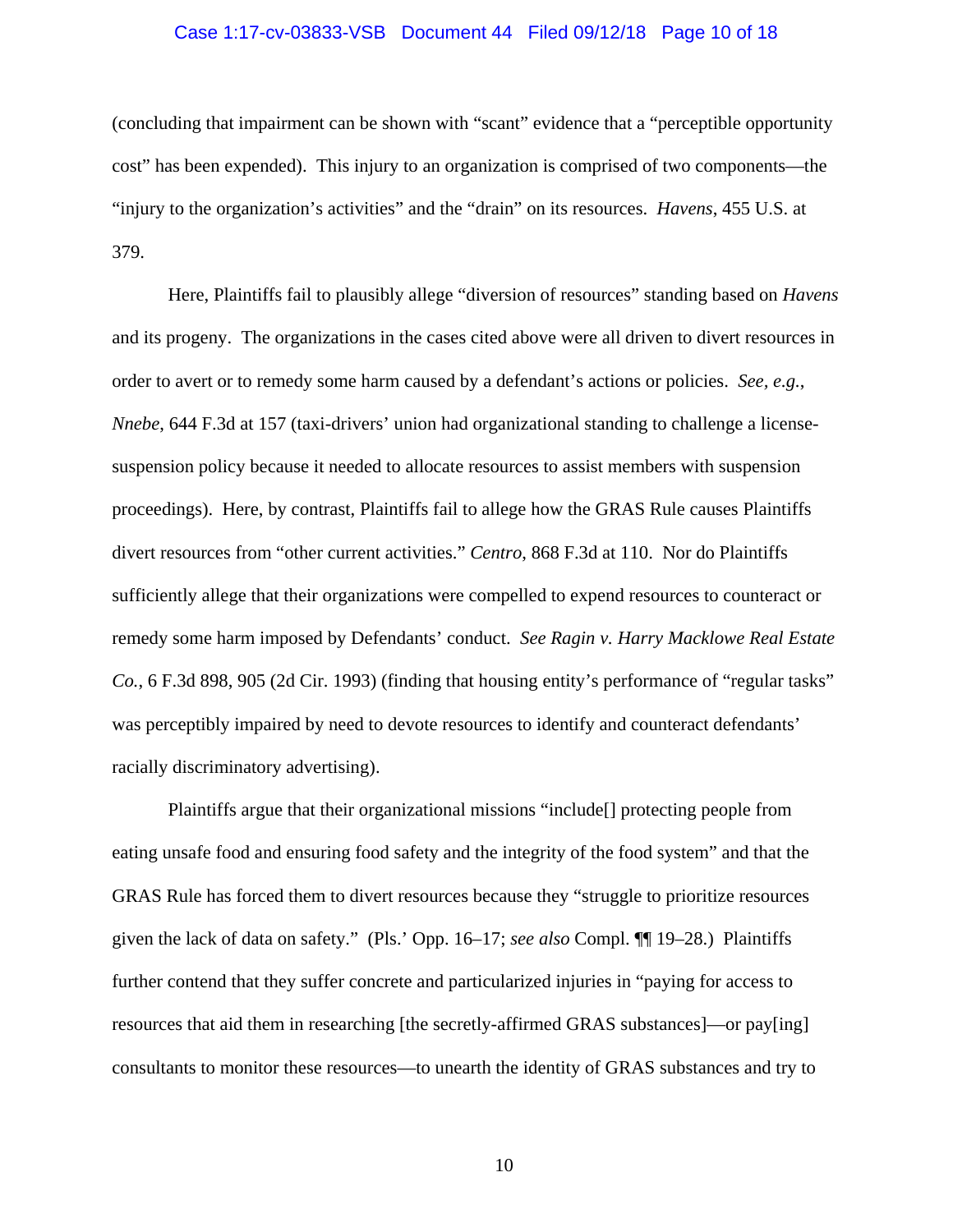(concluding that impairment can be shown with "scant" evidence that a "perceptible opportunity cost" has been expended). This injury to an organization is comprised of two components—the "injury to the organization's activities" and the "drain" on its resources. *Havens*, 455 U.S. at 379.

Here, Plaintiffs fail to plausibly allege "diversion of resources" standing based on *Havens* and its progeny. The organizations in the cases cited above were all driven to divert resources in order to avert or to remedy some harm caused by a defendant's actions or policies. *See, e.g.*, *Nnebe*, 644 F.3d at 157 (taxi-drivers' union had organizational standing to challenge a license-suspension policy because it needed to allocate resources to assist members with suspension proceedings). Here, by contrast, Plaintiffs fail to allege how the GRAS Rule causes Plaintiffs divert resources from "other current activities." *Centro*, 868 F.3d at 110. Nor do Plaintiffs sufficiently allege that their organizations were compelled to expend resources to counteract or remedy some harm imposed by Defendants' conduct. *See Ragin v. Harry Macklowe Real Estate Co.*, 6 F.3d 898, 905 (2d Cir. 1993) (finding that housing entity's performance of "regular tasks" was perceptibly impaired by need to devote resources to identify and counteract defendants' racially discriminatory advertising).

Plaintiffs argue that their organizational missions "include[] protecting people from eating unsafe food and ensuring food safety and the integrity of the food system" and that the GRAS Rule has forced them to divert resources because they "struggle to prioritize resources given the lack of data on safety." (Pls.' Opp. 16–17; *see also* Compl. ¶¶ 19–28.) Plaintiffs further contend that they suffer concrete and particularized injuries in "paying for access to resources that aid them in researching [the secretly-affirmed GRAS substances]—or pay[ing] consultants to monitor these resources—to unearth the identity of GRAS substances and try to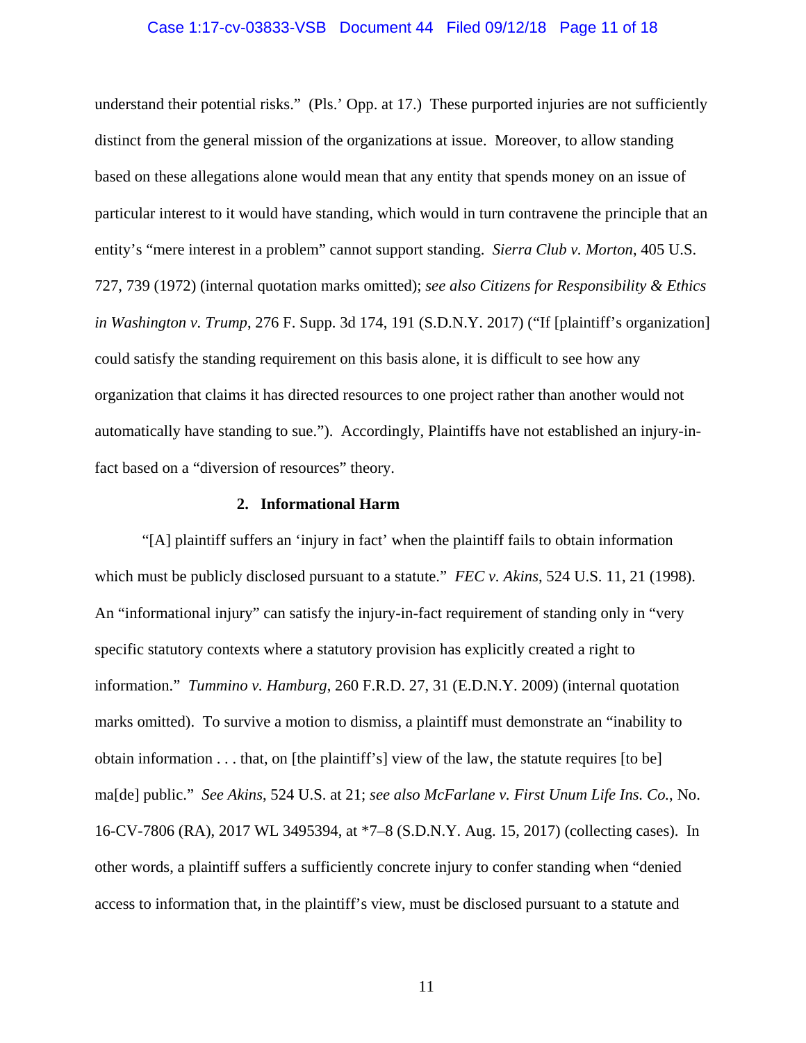understand their potential risks." (Pls.' Opp. at 17.) These purported injuries are not sufficiently distinct from the general mission of the organizations at issue. Moreover, to allow standing based on these allegations alone would mean that any entity that spends money on an issue of particular interest to it would have standing, which would in turn contravene the principle that an entity's "mere interest in a problem" cannot support standing. *Sierra Club v. Morton*, 405 U.S. 727, 739 (1972) (internal quotation marks omitted); *see also Citizens for Responsibility & Ethics in Washington v. Trump*, 276 F. Supp. 3d 174, 191 (S.D.N.Y. 2017) ("If [plaintiff's organization] could satisfy the standing requirement on this basis alone, it is difficult to see how any organization that claims it has directed resources to one project rather than another would not automatically have standing to sue."). Accordingly, Plaintiffs have not established an injury-in-fact based on a "diversion of resources" theory.

**2. Informational Harm**

"[A] plaintiff suffers an 'injury in fact' when the plaintiff fails to obtain information which must be publicly disclosed pursuant to a statute." *FEC v. Akins*, 524 U.S. 11, 21 (1998). An "informational injury" can satisfy the injury-in-fact requirement of standing only in "very specific statutory contexts where a statutory provision has explicitly created a right to information." *Tummino v. Hamburg*, 260 F.R.D. 27, 31 (E.D.N.Y. 2009) (internal quotation marks omitted). To survive a motion to dismiss, a plaintiff must demonstrate an "inability to obtain information . . . that, on [the plaintiff's] view of the law, the statute requires [to be] ma[de] public." *See Akins*, 524 U.S. at 21; *see also McFarlane v. First Unum Life Ins. Co.*, No. 16-CV-7806 (RA), 2017 WL 3495394, at *7–8 (S.D.N.Y. Aug. 15, 2017) (collecting cases). In other words, a plaintiff suffers a sufficiently concrete injury to confer standing when "denied access to information that, in the plaintiff's view, must be disclosed pursuant to a statute and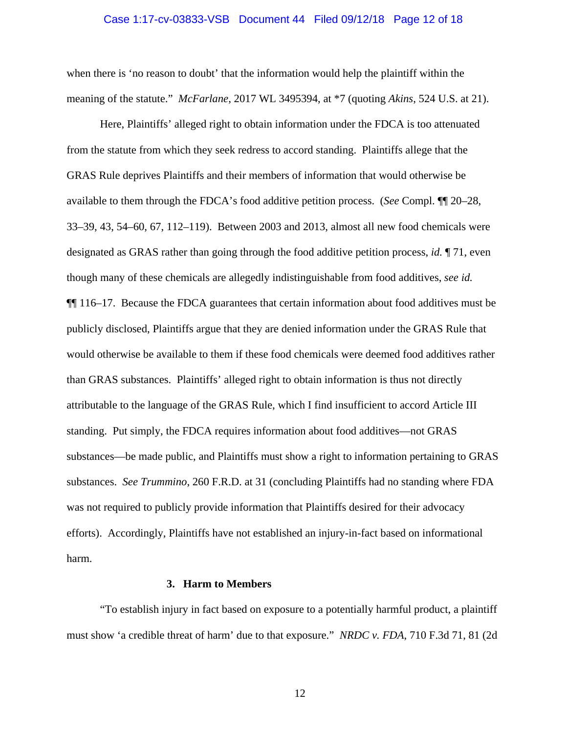when there is 'no reason to doubt' that the information would help the plaintiff within the meaning of the statute." *McFarlane*, 2017 WL 3495394, at *7 (quoting *Akins*, 524 U.S. at 21).

Here, Plaintiffs' alleged right to obtain information under the FDCA is too attenuated from the statute from which they seek redress to accord standing. Plaintiffs allege that the GRAS Rule deprives Plaintiffs and their members of information that would otherwise be available to them through the FDCA's food additive petition process. (*See* Compl. ¶¶ 20–28, 33–39, 43, 54–60, 67, 112–119). Between 2003 and 2013, almost all new food chemicals were designated as GRAS rather than going through the food additive petition process, *id.* ¶ 71, even though many of these chemicals are allegedly indistinguishable from food additives, *see id.* ¶¶ 116–17. Because the FDCA guarantees that certain information about food additives must be publicly disclosed, Plaintiffs argue that they are denied information under the GRAS Rule that would otherwise be available to them if these food chemicals were deemed food additives rather than GRAS substances. Plaintiffs' alleged right to obtain information is thus not directly attributable to the language of the GRAS Rule, which I find insufficient to accord Article III standing. Put simply, the FDCA requires information about food additives—not GRAS substances—be made public, and Plaintiffs must show a right to information pertaining to GRAS substances. *See Trummino*, 260 F.R.D. at 31 (concluding Plaintiffs had no standing where FDA was not required to publicly provide information that Plaintiffs desired for their advocacy efforts). Accordingly, Plaintiffs have not established an injury-in-fact based on informational harm.

### 3. Harm to Members

"To establish injury in fact based on exposure to a potentially harmful product, a plaintiff must show 'a credible threat of harm' due to that exposure." *NRDC v. FDA*, 710 F.3d 71, 81 (2d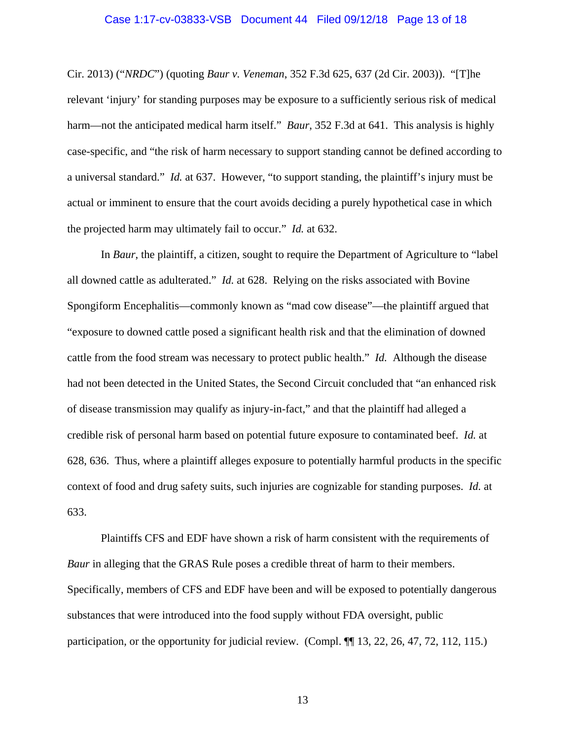Cir. 2013) ("*NRDC*") (quoting *Baur v. Veneman*, 352 F.3d 625, 637 (2d Cir. 2003)). "[T]he relevant 'injury' for standing purposes may be exposure to a sufficiently serious risk of medical harm—not the anticipated medical harm itself." *Baur*, 352 F.3d at 641. This analysis is highly case-specific, and "the risk of harm necessary to support standing cannot be defined according to a universal standard." *Id.* at 637. However, "to support standing, the plaintiff's injury must be actual or imminent to ensure that the court avoids deciding a purely hypothetical case in which the projected harm may ultimately fail to occur." *Id.* at 632.

In *Baur*, the plaintiff, a citizen, sought to require the Department of Agriculture to "label all downed cattle as adulterated." *Id.* at 628. Relying on the risks associated with Bovine Spongiform Encephalitis—commonly known as "mad cow disease"—the plaintiff argued that "exposure to downed cattle posed a significant health risk and that the elimination of downed cattle from the food stream was necessary to protect public health." *Id.* Although the disease had not been detected in the United States, the Second Circuit concluded that "an enhanced risk of disease transmission may qualify as injury-in-fact," and that the plaintiff had alleged a credible risk of personal harm based on potential future exposure to contaminated beef. *Id.* at 628, 636. Thus, where a plaintiff alleges exposure to potentially harmful products in the specific context of food and drug safety suits, such injuries are cognizable for standing purposes. *Id.* at 633.

Plaintiffs CFS and EDF have shown a risk of harm consistent with the requirements of *Baur* in alleging that the GRAS Rule poses a credible threat of harm to their members. Specifically, members of CFS and EDF have been and will be exposed to potentially dangerous substances that were introduced into the food supply without FDA oversight, public participation, or the opportunity for judicial review. (Compl. ¶¶ 13, 22, 26, 47, 72, 112, 115.)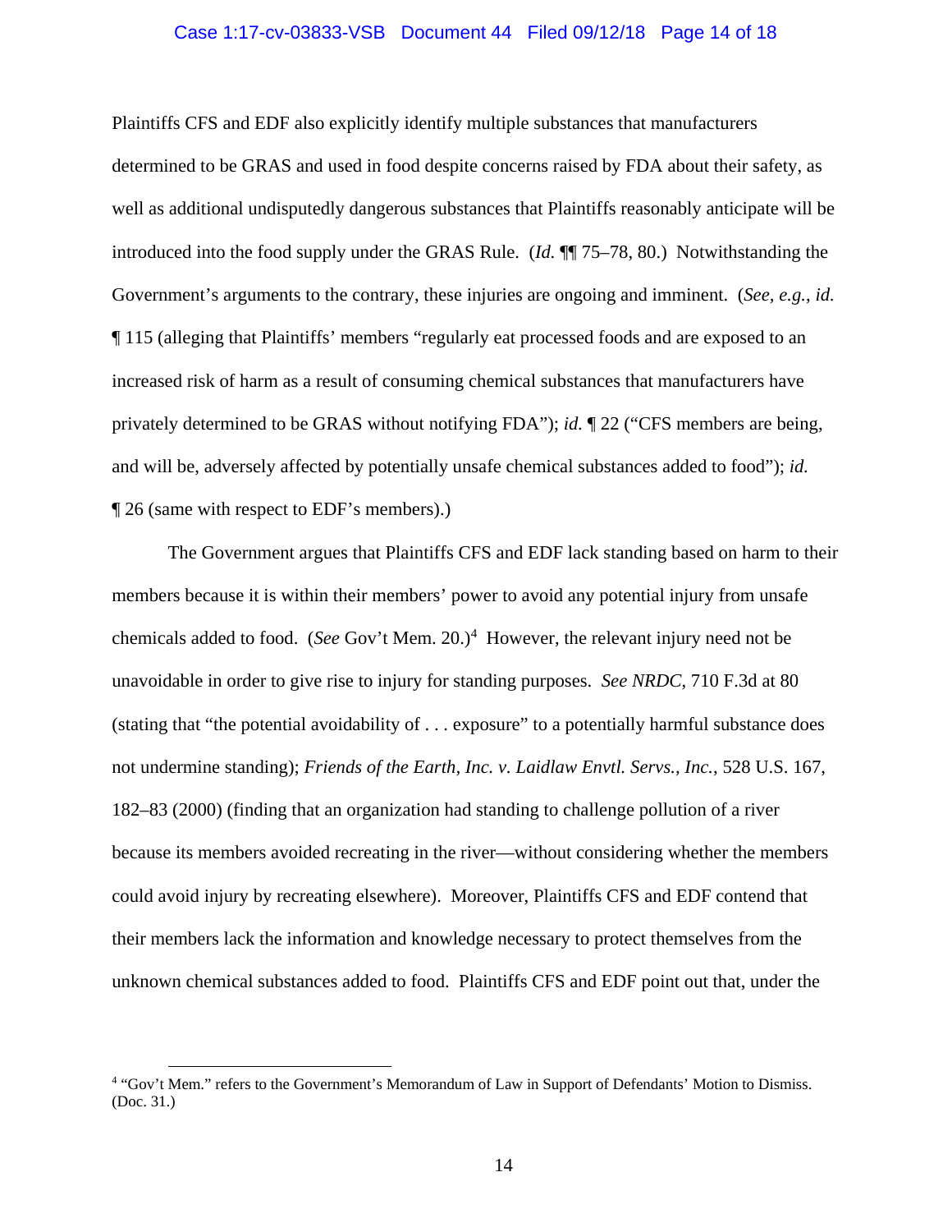Plaintiffs CFS and EDF also explicitly identify multiple substances that manufacturers determined to be GRAS and used in food despite concerns raised by FDA about their safety, as well as additional undisputedly dangerous substances that Plaintiffs reasonably anticipate will be introduced into the food supply under the GRAS Rule. (*Id.* ¶¶ 75–78, 80.) Notwithstanding the Government's arguments to the contrary, these injuries are ongoing and imminent. (*See, e.g.*, *id.* ¶ 115 (alleging that Plaintiffs' members "regularly eat processed foods and are exposed to an increased risk of harm as a result of consuming chemical substances that manufacturers have privately determined to be GRAS without notifying FDA"); *id.* ¶ 22 ("CFS members are being, and will be, adversely affected by potentially unsafe chemical substances added to food"); *id.* ¶ 26 (same with respect to EDF's members).)

The Government argues that Plaintiffs CFS and EDF lack standing based on harm to their members because it is within their members' power to avoid any potential injury from unsafe chemicals added to food. (*See* Gov't Mem. 20.)[4] However, the relevant injury need not be unavoidable in order to give rise to injury for standing purposes. *See NRDC*, 710 F.3d at 80 (stating that "the potential avoidability of . . . exposure" to a potentially harmful substance does not undermine standing); *Friends of the Earth, Inc. v. Laidlaw Envtl. Servs., Inc.*, 528 U.S. 167, 182–83 (2000) (finding that an organization had standing to challenge pollution of a river because its members avoided recreating in the river—without considering whether the members could avoid injury by recreating elsewhere). Moreover, Plaintiffs CFS and EDF contend that their members lack the information and knowledge necessary to protect themselves from the unknown chemical substances added to food. Plaintiffs CFS and EDF point out that, under the

[4] "Gov't Mem." refers to the Government's Memorandum of Law in Support of Defendants' Motion to Dismiss. (Doc. 31.)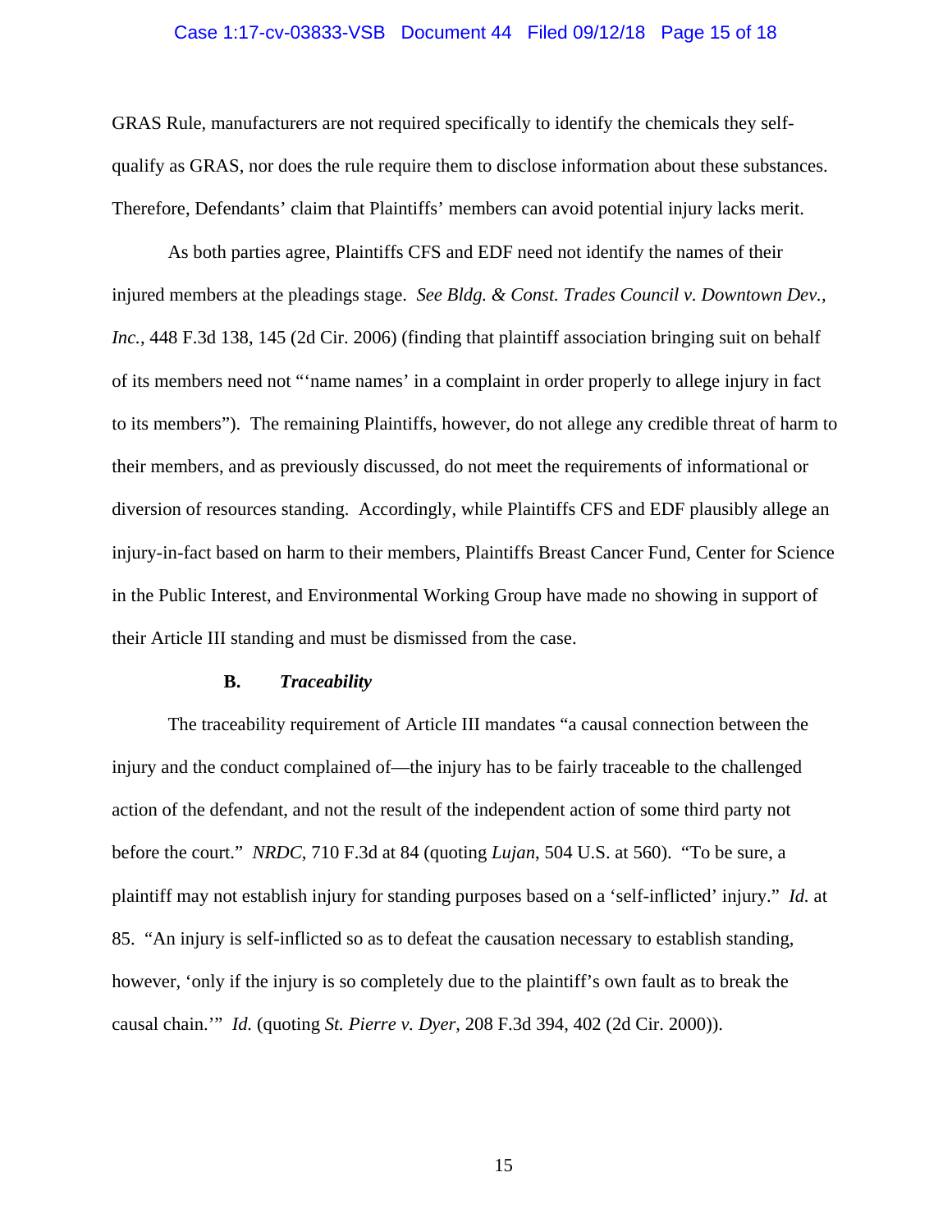GRAS Rule, manufacturers are not required specifically to identify the chemicals they self-qualify as GRAS, nor does the rule require them to disclose information about these substances. Therefore, Defendants' claim that Plaintiffs' members can avoid potential injury lacks merit.

As both parties agree, Plaintiffs CFS and EDF need not identify the names of their injured members at the pleadings stage. *See Bldg. & Const. Trades Council v. Downtown Dev., Inc.*, 448 F.3d 138, 145 (2d Cir. 2006) (finding that plaintiff association bringing suit on behalf of its members need not "'name names' in a complaint in order properly to allege injury in fact to its members"). The remaining Plaintiffs, however, do not allege any credible threat of harm to their members, and as previously discussed, do not meet the requirements of informational or diversion of resources standing. Accordingly, while Plaintiffs CFS and EDF plausibly allege an injury-in-fact based on harm to their members, Plaintiffs Breast Cancer Fund, Center for Science in the Public Interest, and Environmental Working Group have made no showing in support of their Article III standing and must be dismissed from the case.

### B. *Traceability*

The traceability requirement of Article III mandates "a causal connection between the injury and the conduct complained of—the injury has to be fairly traceable to the challenged action of the defendant, and not the result of the independent action of some third party not before the court." *NRDC*, 710 F.3d at 84 (quoting *Lujan*, 504 U.S. at 560). "To be sure, a plaintiff may not establish injury for standing purposes based on a 'self-inflicted' injury." *Id.* at 85. "An injury is self-inflicted so as to defeat the causation necessary to establish standing, however, 'only if the injury is so completely due to the plaintiff's own fault as to break the causal chain.'" *Id.* (quoting *St. Pierre v. Dyer*, 208 F.3d 394, 402 (2d Cir. 2000)).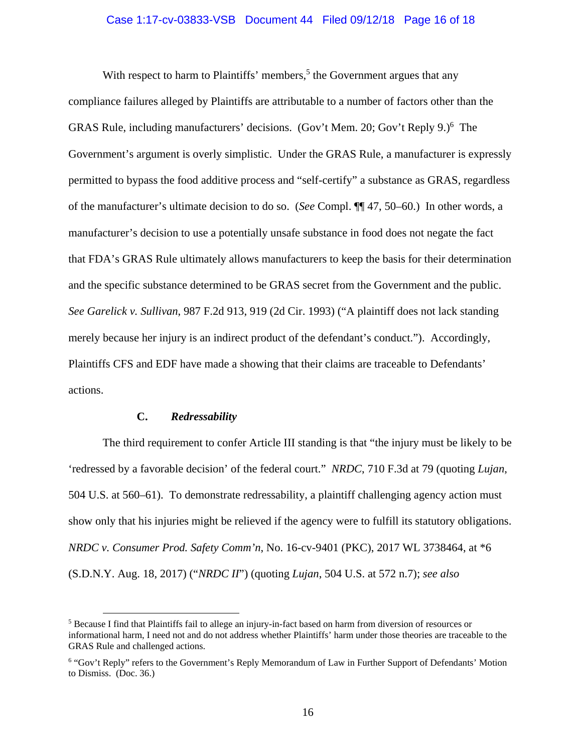With respect to harm to Plaintiffs' members,[5] the Government argues that any compliance failures alleged by Plaintiffs are attributable to a number of factors other than the GRAS Rule, including manufacturers' decisions. (Gov't Mem. 20; Gov't Reply 9.)[6] The Government's argument is overly simplistic. Under the GRAS Rule, a manufacturer is expressly permitted to bypass the food additive process and "self-certify" a substance as GRAS, regardless of the manufacturer's ultimate decision to do so. (*See* Compl. ¶¶ 47, 50–60.) In other words, a manufacturer's decision to use a potentially unsafe substance in food does not negate the fact that FDA's GRAS Rule ultimately allows manufacturers to keep the basis for their determination and the specific substance determined to be GRAS secret from the Government and the public. *See Garelick v. Sullivan*, 987 F.2d 913, 919 (2d Cir. 1993) ("A plaintiff does not lack standing merely because her injury is an indirect product of the defendant's conduct."). Accordingly, Plaintiffs CFS and EDF have made a showing that their claims are traceable to Defendants' actions.

### C. *Redressability*

The third requirement to confer Article III standing is that "the injury must be likely to be 'redressed by a favorable decision' of the federal court." *NRDC*, 710 F.3d at 79 (quoting *Lujan*, 504 U.S. at 560–61). To demonstrate redressability, a plaintiff challenging agency action must show only that his injuries might be relieved if the agency were to fulfill its statutory obligations. *NRDC v. Consumer Prod. Safety Comm'n*, No. 16-cv-9401 (PKC), 2017 WL 3738464, at *6 (S.D.N.Y. Aug. 18, 2017) ("*NRDC II*") (quoting *Lujan*, 504 U.S. at 572 n.7); *see also*

---

[5] Because I find that Plaintiffs fail to allege an injury-in-fact based on harm from diversion of resources or informational harm, I need not and do not address whether Plaintiffs' harm under those theories are traceable to the GRAS Rule and challenged actions.

[6] "Gov't Reply" refers to the Government's Reply Memorandum of Law in Further Support of Defendants' Motion to Dismiss. (Doc. 36.)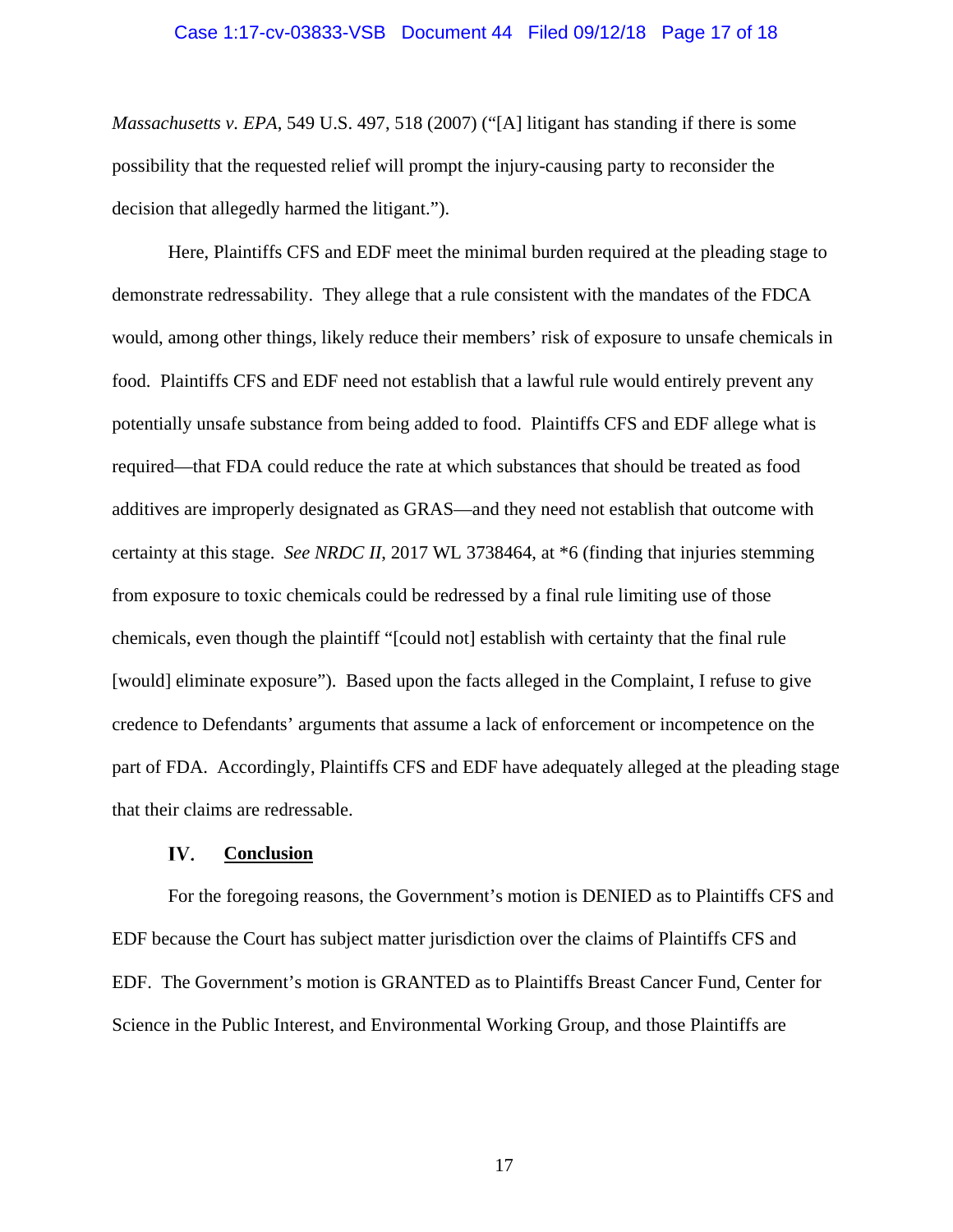*Massachusetts v. EPA*, 549 U.S. 497, 518 (2007) ("[A] litigant has standing if there is some possibility that the requested relief will prompt the injury-causing party to reconsider the decision that allegedly harmed the litigant.").

Here, Plaintiffs CFS and EDF meet the minimal burden required at the pleading stage to demonstrate redressability. They allege that a rule consistent with the mandates of the FDCA would, among other things, likely reduce their members' risk of exposure to unsafe chemicals in food. Plaintiffs CFS and EDF need not establish that a lawful rule would entirely prevent any potentially unsafe substance from being added to food. Plaintiffs CFS and EDF allege what is required—that FDA could reduce the rate at which substances that should be treated as food additives are improperly designated as GRAS—and they need not establish that outcome with certainty at this stage. *See NRDC II*, 2017 WL 3738464, at *6 (finding that injuries stemming from exposure to toxic chemicals could be redressed by a final rule limiting use of those chemicals, even though the plaintiff "[could not] establish with certainty that the final rule [would] eliminate exposure"). Based upon the facts alleged in the Complaint, I refuse to give credence to Defendants' arguments that assume a lack of enforcement or incompetence on the part of FDA. Accordingly, Plaintiffs CFS and EDF have adequately alleged at the pleading stage that their claims are redressable.

## IV. **Conclusion**

For the foregoing reasons, the Government's motion is DENIED as to Plaintiffs CFS and EDF because the Court has subject matter jurisdiction over the claims of Plaintiffs CFS and EDF. The Government's motion is GRANTED as to Plaintiffs Breast Cancer Fund, Center for Science in the Public Interest, and Environmental Working Group, and those Plaintiffs are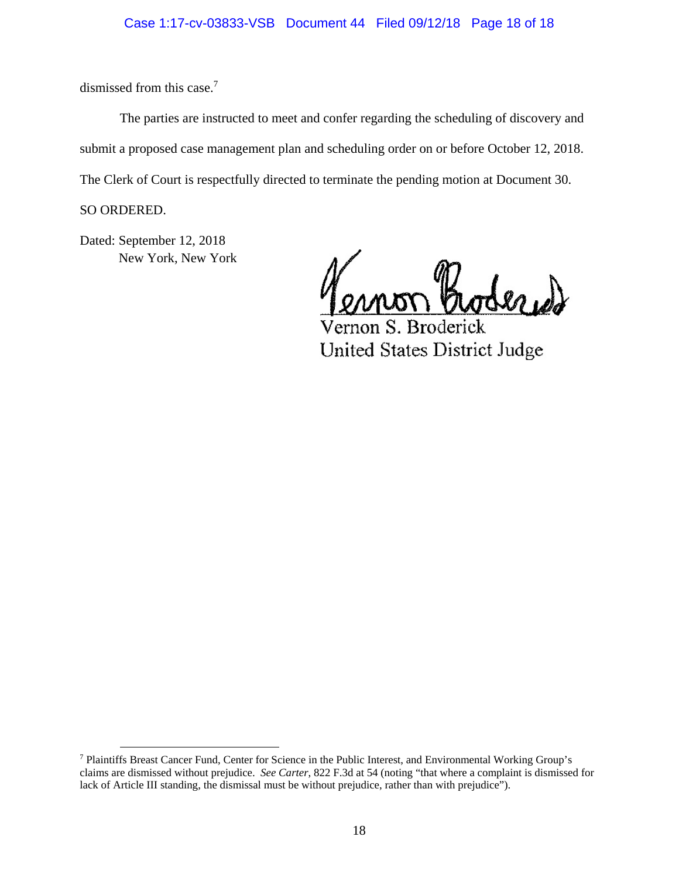dismissed from this case.[7]

The parties are instructed to meet and confer regarding the scheduling of discovery and submit a proposed case management plan and scheduling order on or before October 12, 2018. The Clerk of Court is respectfully directed to terminate the pending motion at Document 30.

SO ORDERED.

Dated: September 12, 2018
New York, New York

Vernon S. Broderick
United States District Judge

[7] Plaintiffs Breast Cancer Fund, Center for Science in the Public Interest, and Environmental Working Group's claims are dismissed without prejudice. *See Carter*, 822 F.3d at 54 (noting "that where a complaint is dismissed for lack of Article III standing, the dismissal must be without prejudice, rather than with prejudice").